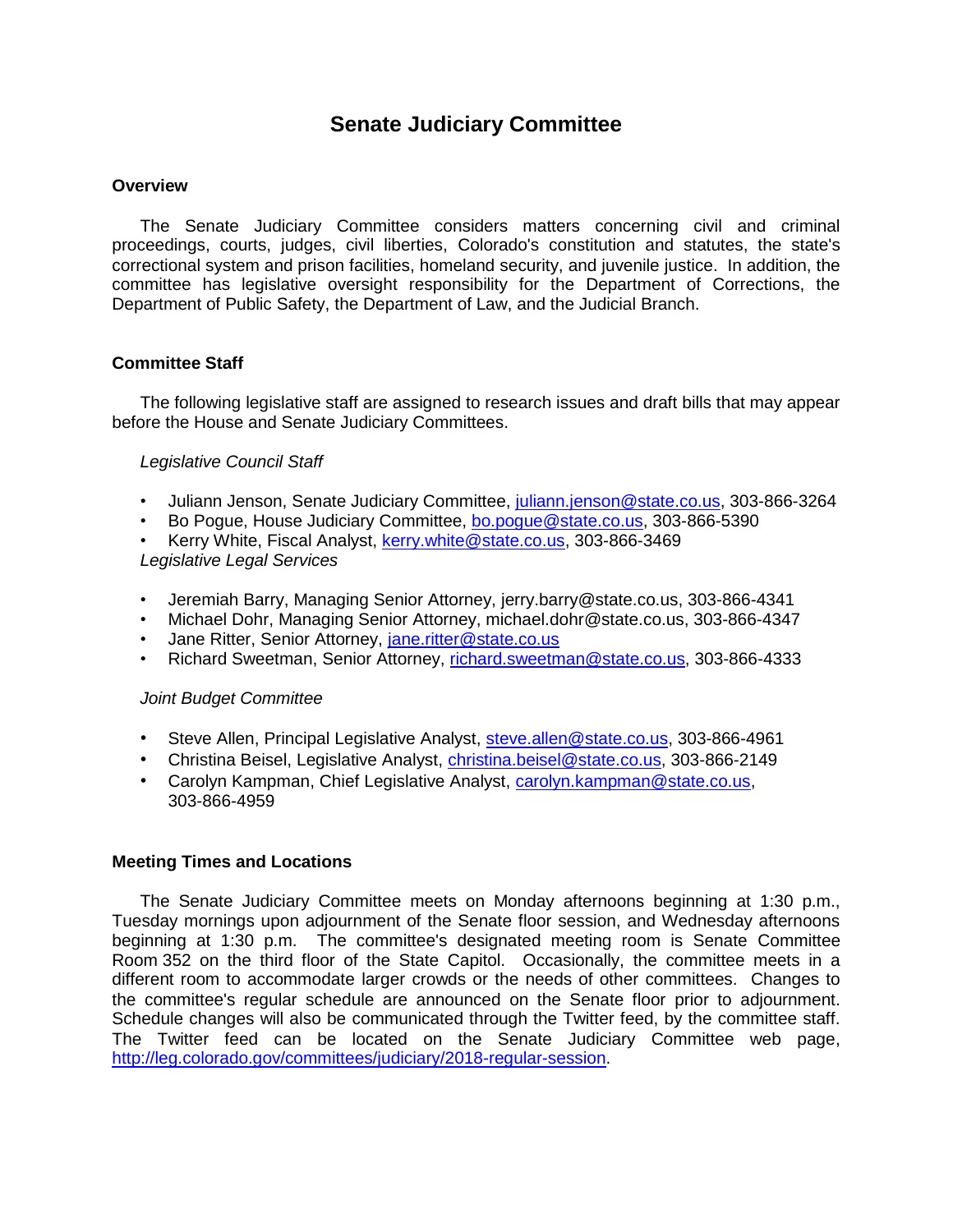# Senate Judiciary Committee

## Overview

The Senate Judiciary Committee considers matters concerning civil and criminal proceedings, courts, judges, civil liberties, Colorado's constitution and statutes, the state's correctional system and prison facilities, homeland security, and juvenile justice. In addition, the committee has legislative oversight responsibility for the Department of Corrections, the Department of Public Safety, the Department of Law, and the Judicial Branch.

## Committee Staff

The following legislative staff are assigned to research issues and draft bills that may appear before the House and Senate Judiciary Committees.

*Legislative Council Staff*

- Juliann Jenson, Senate Judiciary Committee, juliann.jenson@state.co.us, 303-866-3264
- Bo Pogue, House Judiciary Committee, bo.pogue@state.co.us, 303-866-5390
- Kerry White, Fiscal Analyst, kerry.white@state.co.us, 303-866-3469

*Legislative Legal Services*

- Jeremiah Barry, Managing Senior Attorney, jerry.barry@state.co.us, 303-866-4341
- Michael Dohr, Managing Senior Attorney, michael.dohr@state.co.us, 303-866-4347
- Jane Ritter, Senior Attorney, jane.ritter@state.co.us
- Richard Sweetman, Senior Attorney, richard.sweetman@state.co.us, 303-866-4333

*Joint Budget Committee*

- Steve Allen, Principal Legislative Analyst, steve.allen@state.co.us, 303-866-4961
- Christina Beisel, Legislative Analyst, christina.beisel@state.co.us, 303-866-2149
- Carolyn Kampman, Chief Legislative Analyst, carolyn.kampman@state.co.us, 303-866-4959

## Meeting Times and Locations

The Senate Judiciary Committee meets on Monday afternoons beginning at 1:30 p.m., Tuesday mornings upon adjournment of the Senate floor session, and Wednesday afternoons beginning at 1:30 p.m. The committee's designated meeting room is Senate Committee Room 352 on the third floor of the State Capitol. Occasionally, the committee meets in a different room to accommodate larger crowds or the needs of other committees. Changes to the committee's regular schedule are announced on the Senate floor prior to adjournment. Schedule changes will also be communicated through the Twitter feed, by the committee staff. The Twitter feed can be located on the Senate Judiciary Committee web page, http://leg.colorado.gov/committees/judiciary/2018-regular-session.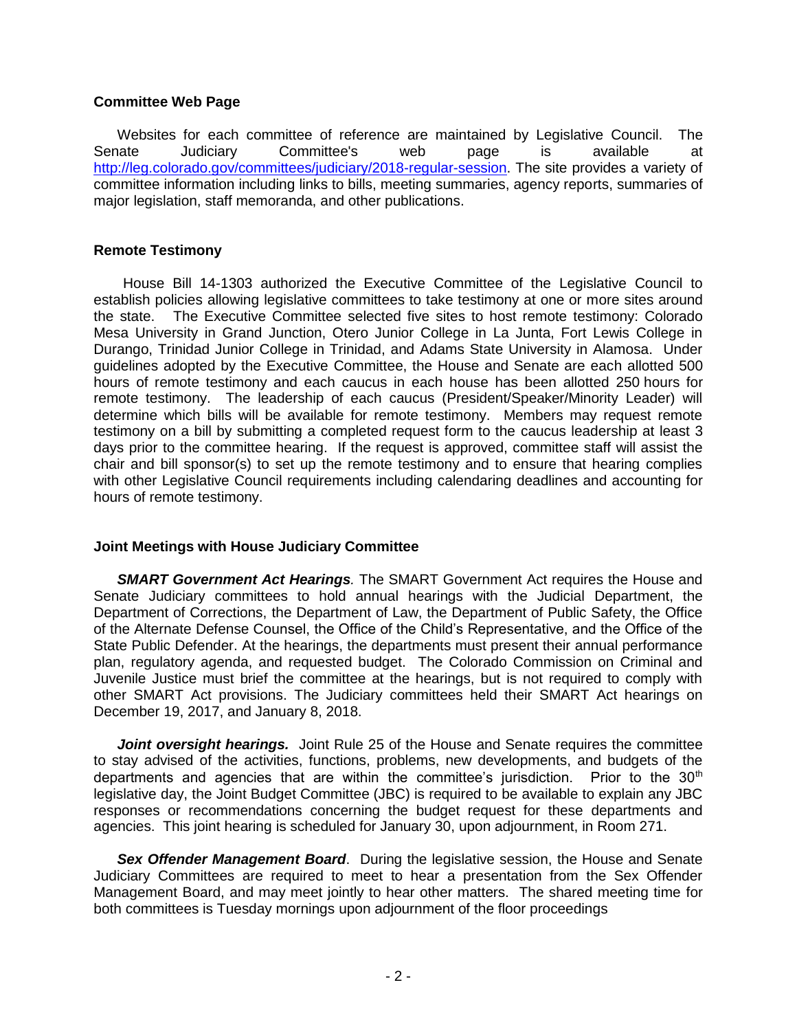## Committee Web Page

Websites for each committee of reference are maintained by Legislative Council. The Senate Judiciary Committee's web page is available at http://leg.colorado.gov/committees/judiciary/2018-regular-session. The site provides a variety of committee information including links to bills, meeting summaries, agency reports, summaries of major legislation, staff memoranda, and other publications.

## Remote Testimony

House Bill 14-1303 authorized the Executive Committee of the Legislative Council to establish policies allowing legislative committees to take testimony at one or more sites around the state. The Executive Committee selected five sites to host remote testimony: Colorado Mesa University in Grand Junction, Otero Junior College in La Junta, Fort Lewis College in Durango, Trinidad Junior College in Trinidad, and Adams State University in Alamosa. Under guidelines adopted by the Executive Committee, the House and Senate are each allotted 500 hours of remote testimony and each caucus in each house has been allotted 250 hours for remote testimony. The leadership of each caucus (President/Speaker/Minority Leader) will determine which bills will be available for remote testimony. Members may request remote testimony on a bill by submitting a completed request form to the caucus leadership at least 3 days prior to the committee hearing. If the request is approved, committee staff will assist the chair and bill sponsor(s) to set up the remote testimony and to ensure that hearing complies with other Legislative Council requirements including calendaring deadlines and accounting for hours of remote testimony.

## Joint Meetings with House Judiciary Committee

***SMART Government Act Hearings.*** The SMART Government Act requires the House and Senate Judiciary committees to hold annual hearings with the Judicial Department, the Department of Corrections, the Department of Law, the Department of Public Safety, the Office of the Alternate Defense Counsel, the Office of the Child's Representative, and the Office of the State Public Defender. At the hearings, the departments must present their annual performance plan, regulatory agenda, and requested budget. The Colorado Commission on Criminal and Juvenile Justice must brief the committee at the hearings, but is not required to comply with other SMART Act provisions. The Judiciary committees held their SMART Act hearings on December 19, 2017, and January 8, 2018.

***Joint oversight hearings.*** Joint Rule 25 of the House and Senate requires the committee to stay advised of the activities, functions, problems, new developments, and budgets of the departments and agencies that are within the committee's jurisdiction. Prior to the 30th legislative day, the Joint Budget Committee (JBC) is required to be available to explain any JBC responses or recommendations concerning the budget request for these departments and agencies. This joint hearing is scheduled for January 30, upon adjournment, in Room 271.

***Sex Offender Management Board***. During the legislative session, the House and Senate Judiciary Committees are required to meet to hear a presentation from the Sex Offender Management Board, and may meet jointly to hear other matters. The shared meeting time for both committees is Tuesday mornings upon adjournment of the floor proceedings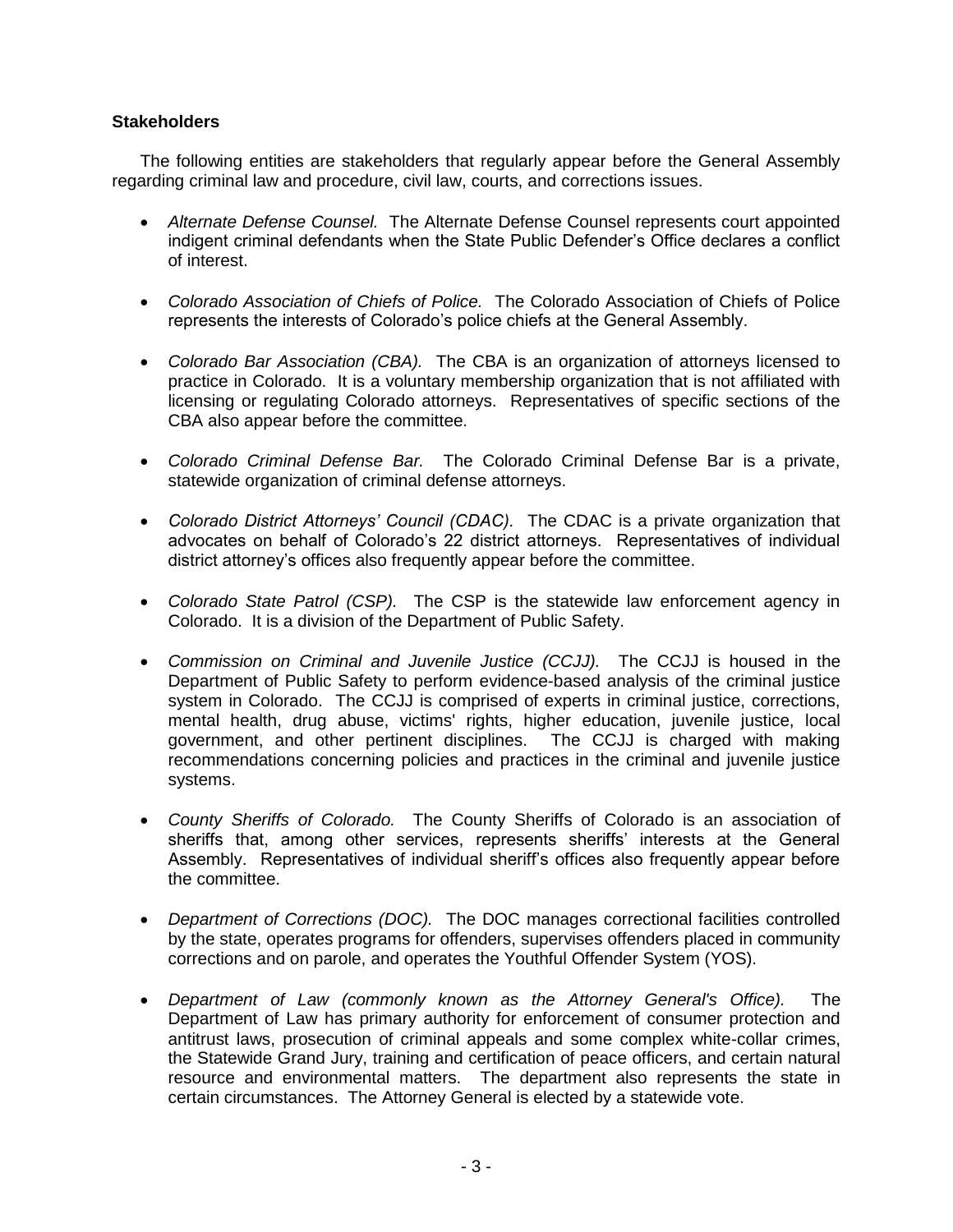### **Stakeholders**

The following entities are stakeholders that regularly appear before the General Assembly regarding criminal law and procedure, civil law, courts, and corrections issues.

- *Alternate Defense Counsel.* The Alternate Defense Counsel represents court appointed indigent criminal defendants when the State Public Defender's Office declares a conflict of interest.

- *Colorado Association of Chiefs of Police.* The Colorado Association of Chiefs of Police represents the interests of Colorado's police chiefs at the General Assembly.

- *Colorado Bar Association (CBA).* The CBA is an organization of attorneys licensed to practice in Colorado. It is a voluntary membership organization that is not affiliated with licensing or regulating Colorado attorneys. Representatives of specific sections of the CBA also appear before the committee.

- *Colorado Criminal Defense Bar.* The Colorado Criminal Defense Bar is a private, statewide organization of criminal defense attorneys.

- *Colorado District Attorneys' Council (CDAC).* The CDAC is a private organization that advocates on behalf of Colorado's 22 district attorneys. Representatives of individual district attorney's offices also frequently appear before the committee.

- *Colorado State Patrol (CSP).* The CSP is the statewide law enforcement agency in Colorado. It is a division of the Department of Public Safety.

- *Commission on Criminal and Juvenile Justice (CCJJ).* The CCJJ is housed in the Department of Public Safety to perform evidence-based analysis of the criminal justice system in Colorado. The CCJJ is comprised of experts in criminal justice, corrections, mental health, drug abuse, victims' rights, higher education, juvenile justice, local government, and other pertinent disciplines. The CCJJ is charged with making recommendations concerning policies and practices in the criminal and juvenile justice systems.

- *County Sheriffs of Colorado.* The County Sheriffs of Colorado is an association of sheriffs that, among other services, represents sheriffs' interests at the General Assembly. Representatives of individual sheriff's offices also frequently appear before the committee.

- *Department of Corrections (DOC).* The DOC manages correctional facilities controlled by the state, operates programs for offenders, supervises offenders placed in community corrections and on parole, and operates the Youthful Offender System (YOS).

- *Department of Law (commonly known as the Attorney General's Office).* The Department of Law has primary authority for enforcement of consumer protection and antitrust laws, prosecution of criminal appeals and some complex white-collar crimes, the Statewide Grand Jury, training and certification of peace officers, and certain natural resource and environmental matters. The department also represents the state in certain circumstances. The Attorney General is elected by a statewide vote.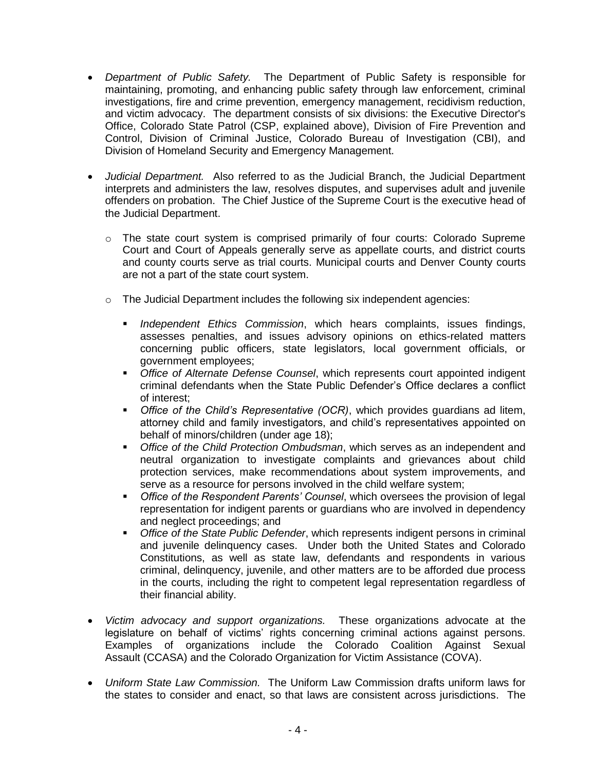- *Department of Public Safety.* The Department of Public Safety is responsible for maintaining, promoting, and enhancing public safety through law enforcement, criminal investigations, fire and crime prevention, emergency management, recidivism reduction, and victim advocacy. The department consists of six divisions: the Executive Director's Office, Colorado State Patrol (CSP, explained above), Division of Fire Prevention and Control, Division of Criminal Justice, Colorado Bureau of Investigation (CBI), and Division of Homeland Security and Emergency Management.

- *Judicial Department.* Also referred to as the Judicial Branch, the Judicial Department interprets and administers the law, resolves disputes, and supervises adult and juvenile offenders on probation. The Chief Justice of the Supreme Court is the executive head of the Judicial Department.

  - The state court system is comprised primarily of four courts: Colorado Supreme Court and Court of Appeals generally serve as appellate courts, and district courts and county courts serve as trial courts. Municipal courts and Denver County courts are not a part of the state court system.

  - The Judicial Department includes the following six independent agencies:

    - *Independent Ethics Commission*, which hears complaints, issues findings, assesses penalties, and issues advisory opinions on ethics-related matters concerning public officers, state legislators, local government officials, or government employees;
    - *Office of Alternate Defense Counsel*, which represents court appointed indigent criminal defendants when the State Public Defender's Office declares a conflict of interest;
    - *Office of the Child's Representative (OCR)*, which provides guardians ad litem, attorney child and family investigators, and child's representatives appointed on behalf of minors/children (under age 18);
    - *Office of the Child Protection Ombudsman*, which serves as an independent and neutral organization to investigate complaints and grievances about child protection services, make recommendations about system improvements, and serve as a resource for persons involved in the child welfare system;
    - *Office of the Respondent Parents' Counsel*, which oversees the provision of legal representation for indigent parents or guardians who are involved in dependency and neglect proceedings; and
    - *Office of the State Public Defender*, which represents indigent persons in criminal and juvenile delinquency cases. Under both the United States and Colorado Constitutions, as well as state law, defendants and respondents in various criminal, delinquency, juvenile, and other matters are to be afforded due process in the courts, including the right to competent legal representation regardless of their financial ability.

- *Victim advocacy and support organizations.* These organizations advocate at the legislature on behalf of victims' rights concerning criminal actions against persons. Examples of organizations include the Colorado Coalition Against Sexual Assault (CCASA) and the Colorado Organization for Victim Assistance (COVA).

- *Uniform State Law Commission.* The Uniform Law Commission drafts uniform laws for the states to consider and enact, so that laws are consistent across jurisdictions. The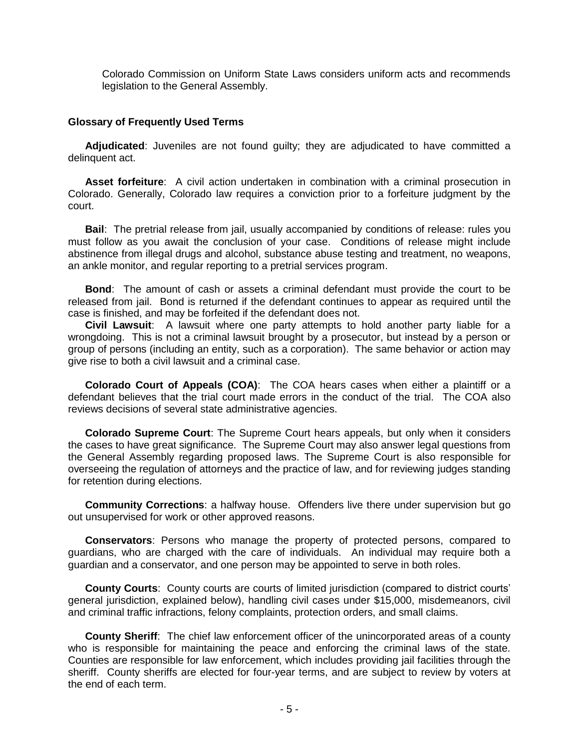Colorado Commission on Uniform State Laws considers uniform acts and recommends legislation to the General Assembly.

## Glossary of Frequently Used Terms

**Adjudicated**: Juveniles are not found guilty; they are adjudicated to have committed a delinquent act.

**Asset forfeiture**: A civil action undertaken in combination with a criminal prosecution in Colorado. Generally, Colorado law requires a conviction prior to a forfeiture judgment by the court.

**Bail**: The pretrial release from jail, usually accompanied by conditions of release: rules you must follow as you await the conclusion of your case. Conditions of release might include abstinence from illegal drugs and alcohol, substance abuse testing and treatment, no weapons, an ankle monitor, and regular reporting to a pretrial services program.

**Bond**: The amount of cash or assets a criminal defendant must provide the court to be released from jail. Bond is returned if the defendant continues to appear as required until the case is finished, and may be forfeited if the defendant does not.

**Civil Lawsuit**: A lawsuit where one party attempts to hold another party liable for a wrongdoing. This is not a criminal lawsuit brought by a prosecutor, but instead by a person or group of persons (including an entity, such as a corporation). The same behavior or action may give rise to both a civil lawsuit and a criminal case.

**Colorado Court of Appeals (COA)**: The COA hears cases when either a plaintiff or a defendant believes that the trial court made errors in the conduct of the trial. The COA also reviews decisions of several state administrative agencies.

**Colorado Supreme Court**: The Supreme Court hears appeals, but only when it considers the cases to have great significance. The Supreme Court may also answer legal questions from the General Assembly regarding proposed laws. The Supreme Court is also responsible for overseeing the regulation of attorneys and the practice of law, and for reviewing judges standing for retention during elections.

**Community Corrections**: a halfway house. Offenders live there under supervision but go out unsupervised for work or other approved reasons.

**Conservators**: Persons who manage the property of protected persons, compared to guardians, who are charged with the care of individuals. An individual may require both a guardian and a conservator, and one person may be appointed to serve in both roles.

**County Courts**: County courts are courts of limited jurisdiction (compared to district courts' general jurisdiction, explained below), handling civil cases under $15,000, misdemeanors, civil and criminal traffic infractions, felony complaints, protection orders, and small claims.

**County Sheriff**: The chief law enforcement officer of the unincorporated areas of a county who is responsible for maintaining the peace and enforcing the criminal laws of the state. Counties are responsible for law enforcement, which includes providing jail facilities through the sheriff. County sheriffs are elected for four-year terms, and are subject to review by voters at the end of each term.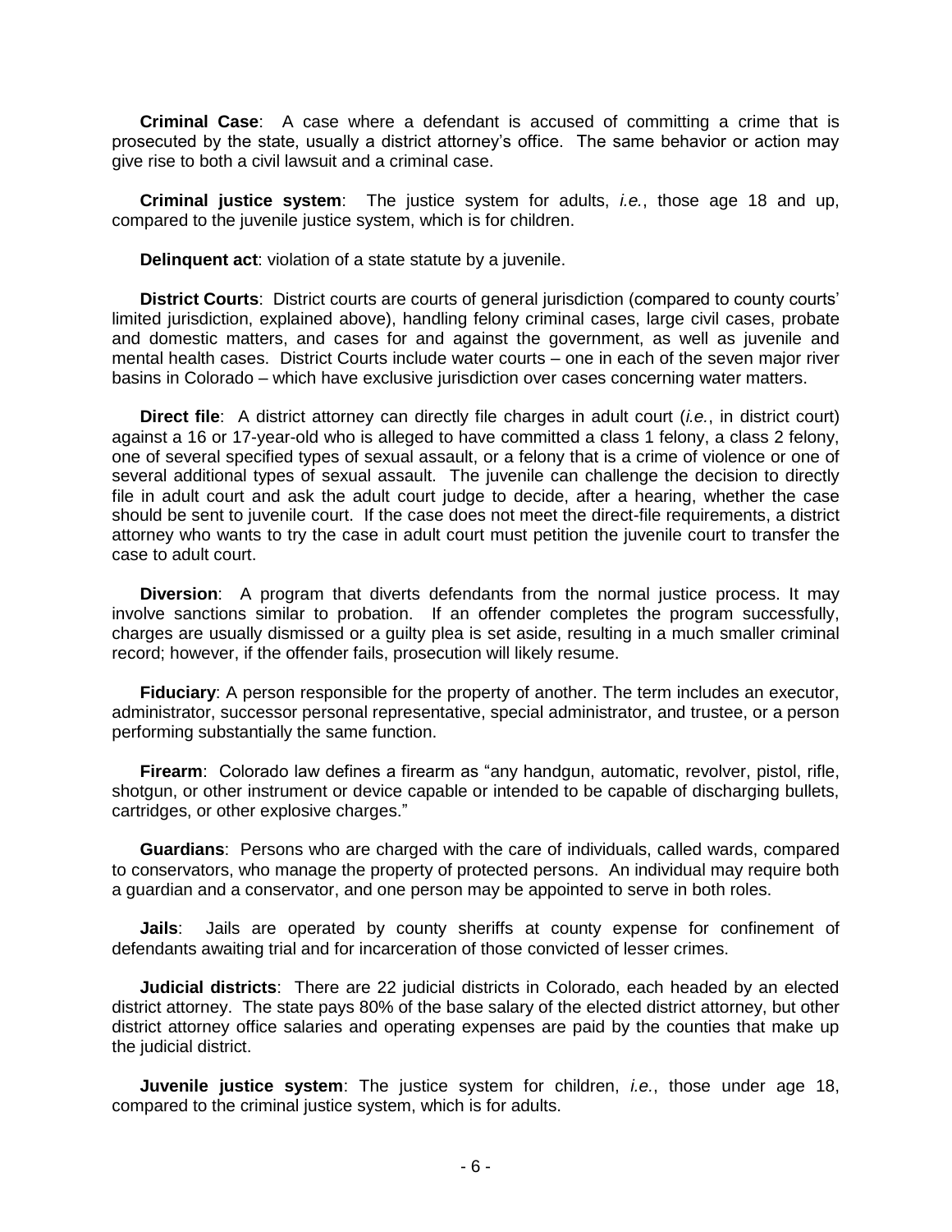**Criminal Case**: A case where a defendant is accused of committing a crime that is prosecuted by the state, usually a district attorney's office. The same behavior or action may give rise to both a civil lawsuit and a criminal case.

**Criminal justice system**: The justice system for adults, *i.e.*, those age 18 and up, compared to the juvenile justice system, which is for children.

**Delinquent act**: violation of a state statute by a juvenile.

**District Courts**: District courts are courts of general jurisdiction (compared to county courts' limited jurisdiction, explained above), handling felony criminal cases, large civil cases, probate and domestic matters, and cases for and against the government, as well as juvenile and mental health cases. District Courts include water courts – one in each of the seven major river basins in Colorado – which have exclusive jurisdiction over cases concerning water matters.

**Direct file**: A district attorney can directly file charges in adult court (*i.e.*, in district court) against a 16 or 17-year-old who is alleged to have committed a class 1 felony, a class 2 felony, one of several specified types of sexual assault, or a felony that is a crime of violence or one of several additional types of sexual assault. The juvenile can challenge the decision to directly file in adult court and ask the adult court judge to decide, after a hearing, whether the case should be sent to juvenile court. If the case does not meet the direct-file requirements, a district attorney who wants to try the case in adult court must petition the juvenile court to transfer the case to adult court.

**Diversion**: A program that diverts defendants from the normal justice process. It may involve sanctions similar to probation. If an offender completes the program successfully, charges are usually dismissed or a guilty plea is set aside, resulting in a much smaller criminal record; however, if the offender fails, prosecution will likely resume.

**Fiduciary**: A person responsible for the property of another. The term includes an executor, administrator, successor personal representative, special administrator, and trustee, or a person performing substantially the same function.

**Firearm**: Colorado law defines a firearm as "any handgun, automatic, revolver, pistol, rifle, shotgun, or other instrument or device capable or intended to be capable of discharging bullets, cartridges, or other explosive charges."

**Guardians**: Persons who are charged with the care of individuals, called wards, compared to conservators, who manage the property of protected persons. An individual may require both a guardian and a conservator, and one person may be appointed to serve in both roles.

**Jails**: Jails are operated by county sheriffs at county expense for confinement of defendants awaiting trial and for incarceration of those convicted of lesser crimes.

**Judicial districts**: There are 22 judicial districts in Colorado, each headed by an elected district attorney. The state pays 80% of the base salary of the elected district attorney, but other district attorney office salaries and operating expenses are paid by the counties that make up the judicial district.

**Juvenile justice system**: The justice system for children, *i.e.*, those under age 18, compared to the criminal justice system, which is for adults.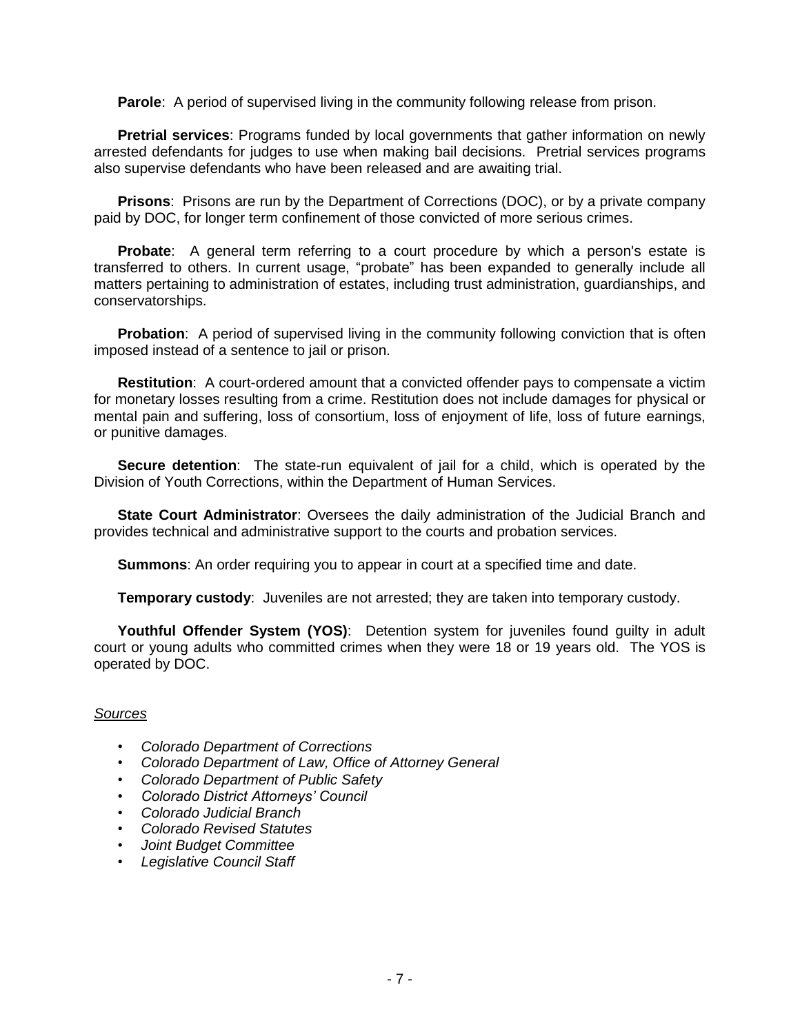**Parole**: A period of supervised living in the community following release from prison.

**Pretrial services**: Programs funded by local governments that gather information on newly arrested defendants for judges to use when making bail decisions. Pretrial services programs also supervise defendants who have been released and are awaiting trial.

**Prisons**: Prisons are run by the Department of Corrections (DOC), or by a private company paid by DOC, for longer term confinement of those convicted of more serious crimes.

**Probate**: A general term referring to a court procedure by which a person's estate is transferred to others. In current usage, "probate" has been expanded to generally include all matters pertaining to administration of estates, including trust administration, guardianships, and conservatorships.

**Probation**: A period of supervised living in the community following conviction that is often imposed instead of a sentence to jail or prison.

**Restitution**: A court-ordered amount that a convicted offender pays to compensate a victim for monetary losses resulting from a crime. Restitution does not include damages for physical or mental pain and suffering, loss of consortium, loss of enjoyment of life, loss of future earnings, or punitive damages.

**Secure detention**: The state-run equivalent of jail for a child, which is operated by the Division of Youth Corrections, within the Department of Human Services.

**State Court Administrator**: Oversees the daily administration of the Judicial Branch and provides technical and administrative support to the courts and probation services.

**Summons**: An order requiring you to appear in court at a specified time and date.

**Temporary custody**: Juveniles are not arrested; they are taken into temporary custody.

**Youthful Offender System (YOS)**: Detention system for juveniles found guilty in adult court or young adults who committed crimes when they were 18 or 19 years old. The YOS is operated by DOC.

*Sources*

- *Colorado Department of Corrections*
- *Colorado Department of Law, Office of Attorney General*
- *Colorado Department of Public Safety*
- *Colorado District Attorneys' Council*
- *Colorado Judicial Branch*
- *Colorado Revised Statutes*
- *Joint Budget Committee*
- *Legislative Council Staff*